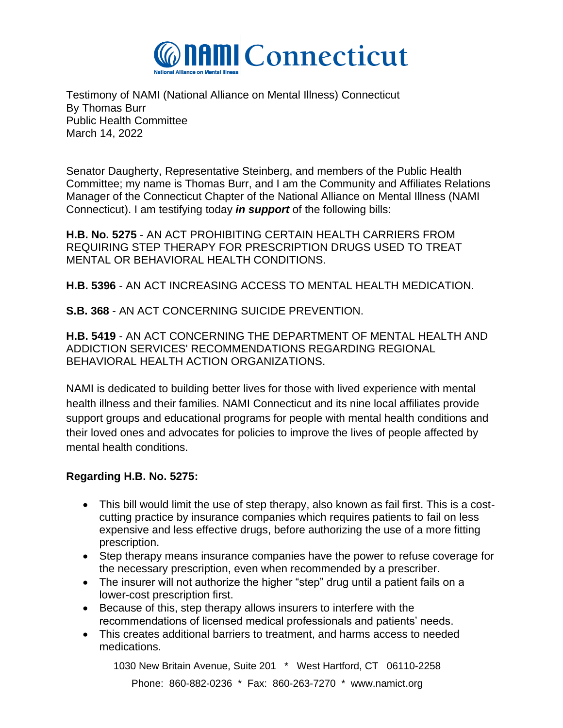NAMI Connecticut
National Alliance on Mental Illness

Testimony of NAMI (National Alliance on Mental Illness) Connecticut
By Thomas Burr
Public Health Committee
March 14, 2022

Senator Daugherty, Representative Steinberg, and members of the Public Health Committee; my name is Thomas Burr, and I am the Community and Affiliates Relations Manager of the Connecticut Chapter of the National Alliance on Mental Illness (NAMI Connecticut). I am testifying today ***in support*** of the following bills:

**H.B. No. 5275** - AN ACT PROHIBITING CERTAIN HEALTH CARRIERS FROM REQUIRING STEP THERAPY FOR PRESCRIPTION DRUGS USED TO TREAT MENTAL OR BEHAVIORAL HEALTH CONDITIONS.

**H.B. 5396** - AN ACT INCREASING ACCESS TO MENTAL HEALTH MEDICATION.

**S.B. 368** - AN ACT CONCERNING SUICIDE PREVENTION.

**H.B. 5419** - AN ACT CONCERNING THE DEPARTMENT OF MENTAL HEALTH AND ADDICTION SERVICES' RECOMMENDATIONS REGARDING REGIONAL BEHAVIORAL HEALTH ACTION ORGANIZATIONS.

NAMI is dedicated to building better lives for those with lived experience with mental health illness and their families. NAMI Connecticut and its nine local affiliates provide support groups and educational programs for people with mental health conditions and their loved ones and advocates for policies to improve the lives of people affected by mental health conditions.

**Regarding H.B. No. 5275:**

- This bill would limit the use of step therapy, also known as fail first. This is a cost-cutting practice by insurance companies which requires patients to fail on less expensive and less effective drugs, before authorizing the use of a more fitting prescription.
- Step therapy means insurance companies have the power to refuse coverage for the necessary prescription, even when recommended by a prescriber.
- The insurer will not authorize the higher "step" drug until a patient fails on a lower-cost prescription first.
- Because of this, step therapy allows insurers to interfere with the recommendations of licensed medical professionals and patients' needs.
- This creates additional barriers to treatment, and harms access to needed medications.

1030 New Britain Avenue, Suite 201 * West Hartford, CT 06110-2258
Phone: 860-882-0236 * Fax: 860-263-7270 * www.namict.org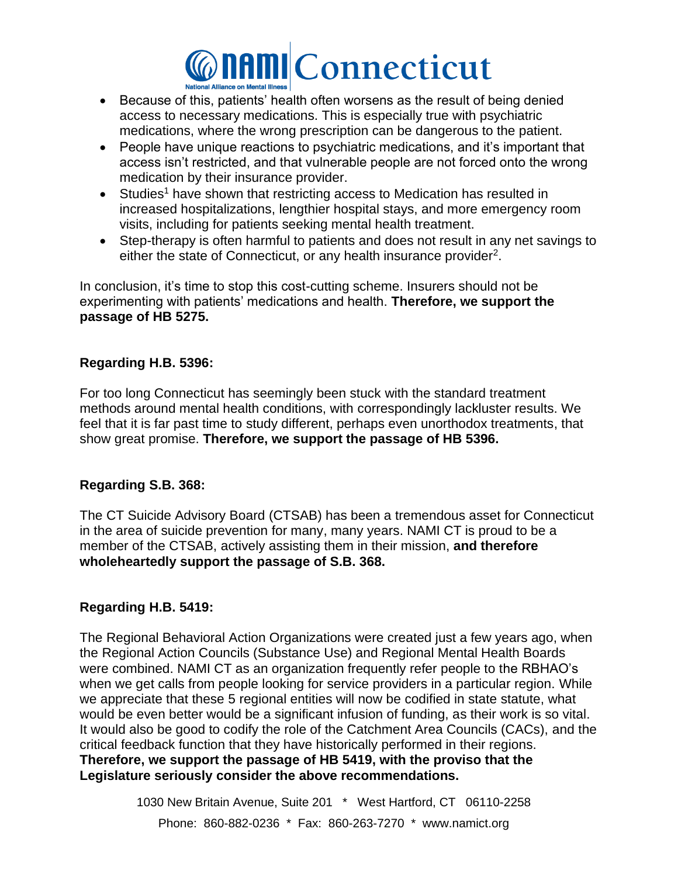- Because of this, patients' health often worsens as the result of being denied access to necessary medications. This is especially true with psychiatric medications, where the wrong prescription can be dangerous to the patient.
- People have unique reactions to psychiatric medications, and it's important that access isn't restricted, and that vulnerable people are not forced onto the wrong medication by their insurance provider.
- Studies[1] have shown that restricting access to Medication has resulted in increased hospitalizations, lengthier hospital stays, and more emergency room visits, including for patients seeking mental health treatment.
- Step-therapy is often harmful to patients and does not result in any net savings to either the state of Connecticut, or any health insurance provider[2].

In conclusion, it's time to stop this cost-cutting scheme. Insurers should not be experimenting with patients' medications and health. **Therefore, we support the passage of HB 5275.**

**Regarding H.B. 5396:**

For too long Connecticut has seemingly been stuck with the standard treatment methods around mental health conditions, with correspondingly lackluster results. We feel that it is far past time to study different, perhaps even unorthodox treatments, that show great promise. **Therefore, we support the passage of HB 5396.**

**Regarding S.B. 368:**

The CT Suicide Advisory Board (CTSAB) has been a tremendous asset for Connecticut in the area of suicide prevention for many, many years. NAMI CT is proud to be a member of the CTSAB, actively assisting them in their mission, **and therefore wholeheartedly support the passage of S.B. 368.**

**Regarding H.B. 5419:**

The Regional Behavioral Action Organizations were created just a few years ago, when the Regional Action Councils (Substance Use) and Regional Mental Health Boards were combined. NAMI CT as an organization frequently refer people to the RBHAO's when we get calls from people looking for service providers in a particular region. While we appreciate that these 5 regional entities will now be codified in state statute, what would be even better would be a significant infusion of funding, as their work is so vital. It would also be good to codify the role of the Catchment Area Councils (CACs), and the critical feedback function that they have historically performed in their regions. **Therefore, we support the passage of HB 5419, with the proviso that the Legislature seriously consider the above recommendations.**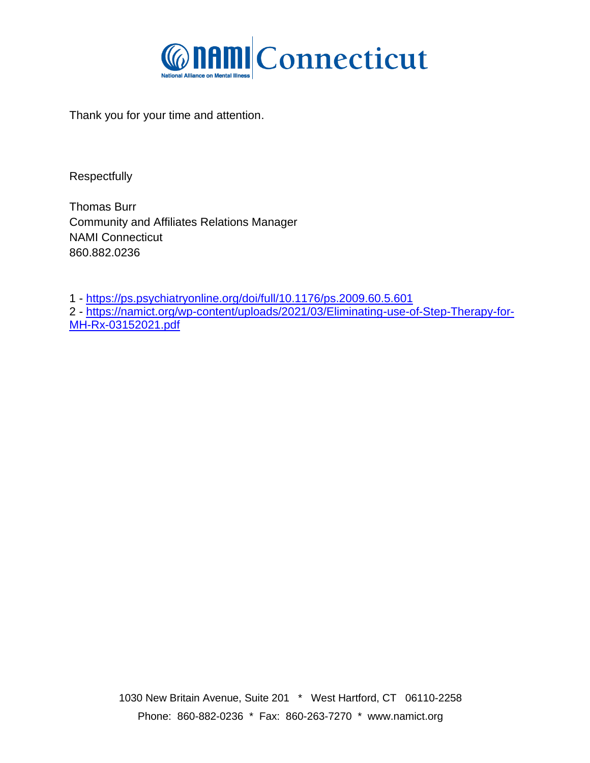Thank you for your time and attention.

Respectfully

Thomas Burr
Community and Affiliates Relations Manager
NAMI Connecticut
860.882.0236

1 - https://ps.psychiatryonline.org/doi/full/10.1176/ps.2009.60.5.601
2 - https://namict.org/wp-content/uploads/2021/03/Eliminating-use-of-Step-Therapy-for-MH-Rx-03152021.pdf